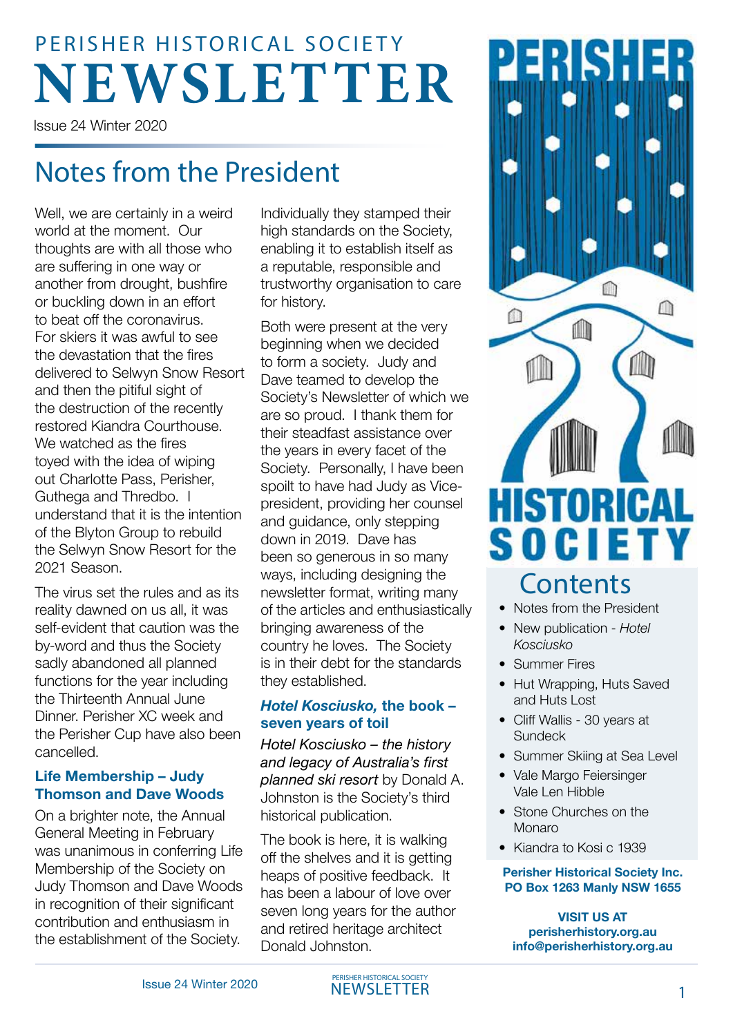# PERISHER HISTORICAL SOCIETY NEWSLETTER

Issue 24 Winter 2020

## Notes from the President

Well, we are certainly in a weird world at the moment. Our thoughts are with all those who are suffering in one way or another from drought, bushfire or buckling down in an effort to beat off the coronavirus. For skiers it was awful to see the devastation that the fires delivered to Selwyn Snow Resort and then the pitiful sight of the destruction of the recently restored Kiandra Courthouse. We watched as the fires toyed with the idea of wiping out Charlotte Pass, Perisher, Guthega and Thredbo. I understand that it is the intention of the Blyton Group to rebuild the Selwyn Snow Resort for the 2021 Season.

The virus set the rules and as its reality dawned on us all, it was self-evident that caution was the by-word and thus the Society sadly abandoned all planned functions for the year including the Thirteenth Annual June Dinner. Perisher XC week and the Perisher Cup have also been cancelled.

### Life Membership – Judy Thomson and Dave Woods

On a brighter note, the Annual General Meeting in February was unanimous in conferring Life Membership of the Society on Judy Thomson and Dave Woods in recognition of their significant contribution and enthusiasm in the establishment of the Society. Individually they stamped their high standards on the Society, enabling it to establish itself as a reputable, responsible and trustworthy organisation to care for history.

Both were present at the very beginning when we decided to form a society. Judy and Dave teamed to develop the Society's Newsletter of which we are so proud. I thank them for their steadfast assistance over the years in every facet of the Society. Personally, I have been spoilt to have had Judy as Vice-president, providing her counsel and guidance, only stepping down in 2019. Dave has been so generous in so many ways, including designing the newsletter format, writing many of the articles and enthusiastically bringing awareness of the country he loves. The Society is in their debt for the standards they established.

### *Hotel Kosciusko,* the book – seven years of toil

*Hotel Kosciusko – the history and legacy of Australia's first planned ski resort* by Donald A. Johnston is the Society's third historical publication.

The book is here, it is walking off the shelves and it is getting heaps of positive feedback. It has been a labour of love over seven long years for the author and retired heritage architect Donald Johnston.

## Contents

- Notes from the President
- New publication - *Hotel Kosciusko*
- Summer Fires
- Hut Wrapping, Huts Saved and Huts Lost
- Cliff Wallis - 30 years at Sundeck
- Summer Skiing at Sea Level
- Vale Margo Feiersinger
  Vale Len Hibble
- Stone Churches on the Monaro
- Kiandra to Kosi c 1939

**Perisher Historical Society Inc.**
**PO Box 1263 Manly NSW 1655**

**VISIT US AT**
**perisherhistory.org.au**
**info@perisherhistory.org.au**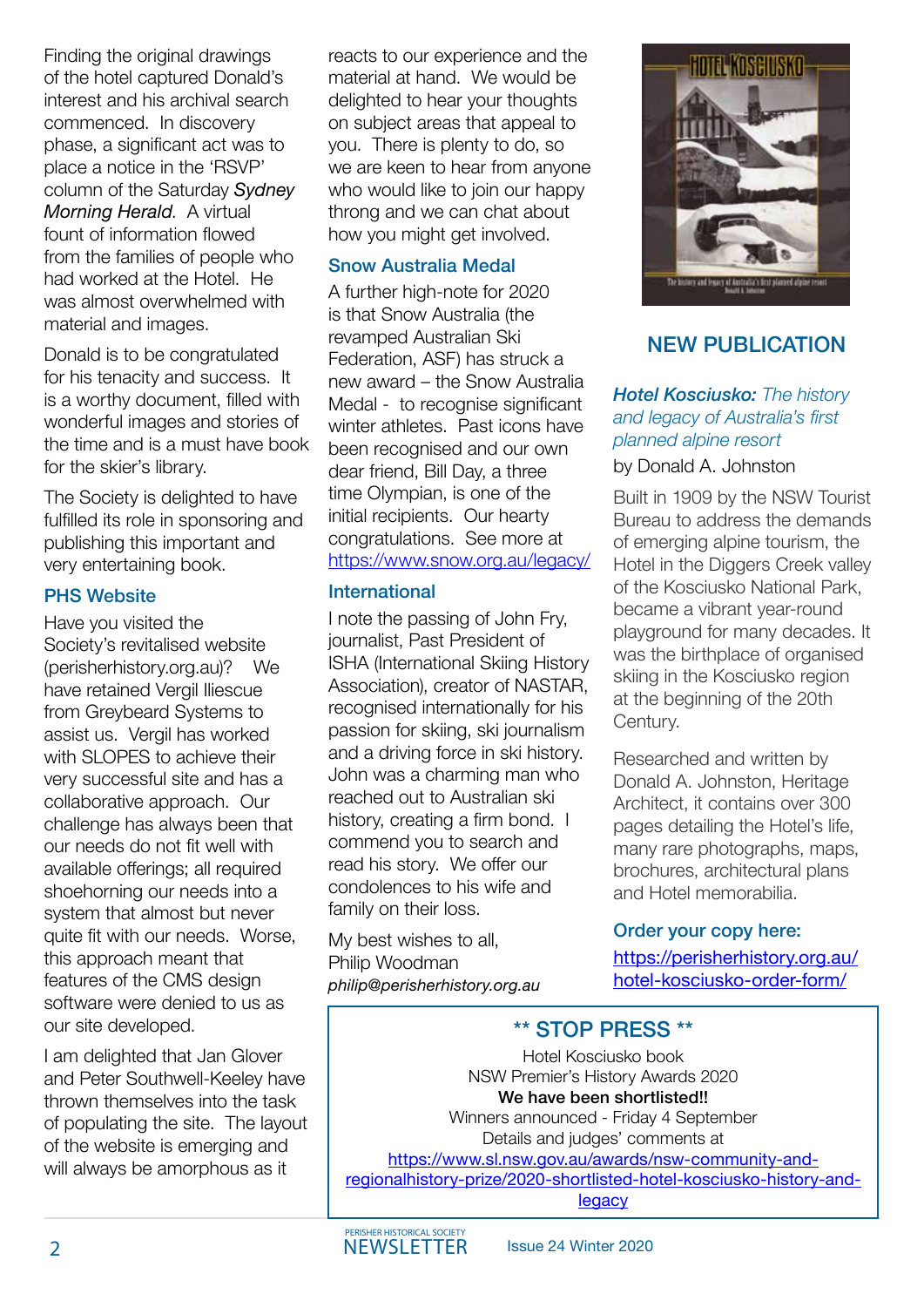Finding the original drawings of the hotel captured Donald's interest and his archival search commenced. In discovery phase, a significant act was to place a notice in the 'RSVP' column of the Saturday *Sydney Morning Herald*. A virtual fount of information flowed from the families of people who had worked at the Hotel. He was almost overwhelmed with material and images.

Donald is to be congratulated for his tenacity and success. It is a worthy document, filled with wonderful images and stories of the time and is a must have book for the skier's library.

The Society is delighted to have fulfilled its role in sponsoring and publishing this important and very entertaining book.

### PHS Website

Have you visited the Society's revitalised website (perisherhistory.org.au)? We have retained Vergil Iliescue from Greybeard Systems to assist us. Vergil has worked with SLOPES to achieve their very successful site and has a collaborative approach. Our challenge has always been that our needs do not fit well with available offerings; all required shoehorning our needs into a system that almost but never quite fit with our needs. Worse, this approach meant that features of the CMS design software were denied to us as our site developed.

I am delighted that Jan Glover and Peter Southwell-Keeley have thrown themselves into the task of populating the site. The layout of the website is emerging and will always be amorphous as it reacts to our experience and the material at hand. We would be delighted to hear your thoughts on subject areas that appeal to you. There is plenty to do, so we are keen to hear from anyone who would like to join our happy throng and we can chat about how you might get involved.

### Snow Australia Medal

A further high-note for 2020 is that Snow Australia (the revamped Australian Ski Federation, ASF) has struck a new award – the Snow Australia Medal - to recognise significant winter athletes. Past icons have been recognised and our own dear friend, Bill Day, a three time Olympian, is one of the initial recipients. Our hearty congratulations. See more at https://www.snow.org.au/legacy/

### International

I note the passing of John Fry, journalist, Past President of ISHA (International Skiing History Association), creator of NASTAR, recognised internationally for his passion for skiing, ski journalism and a driving force in ski history. John was a charming man who reached out to Australian ski history, creating a firm bond. I commend you to search and read his story. We offer our condolences to his wife and family on their loss.

My best wishes to all,
Philip Woodman
*philip@perisherhistory.org.au*

## NEW PUBLICATION

***Hotel Kosciusko:*** *The history and legacy of Australia's first planned alpine resort*

by Donald A. Johnston

Built in 1909 by the NSW Tourist Bureau to address the demands of emerging alpine tourism, the Hotel in the Diggers Creek valley of the Kosciusko National Park, became a vibrant year-round playground for many decades. It was the birthplace of organised skiing in the Kosciusko region at the beginning of the 20th Century.

Researched and written by Donald A. Johnston, Heritage Architect, it contains over 300 pages detailing the Hotel's life, many rare photographs, maps, brochures, architectural plans and Hotel memorabilia.

### Order your copy here:

https://perisherhistory.org.au/hotel-kosciusko-order-form/

## ** STOP PRESS **

Hotel Kosciusko book
NSW Premier's History Awards 2020
**We have been shortlisted!!**
Winners announced - Friday 4 September
Details and judges' comments at
https://www.sl.nsw.gov.au/awards/nsw-community-and-regionalhistory-prize/2020-shortlisted-hotel-kosciusko-history-and-legacy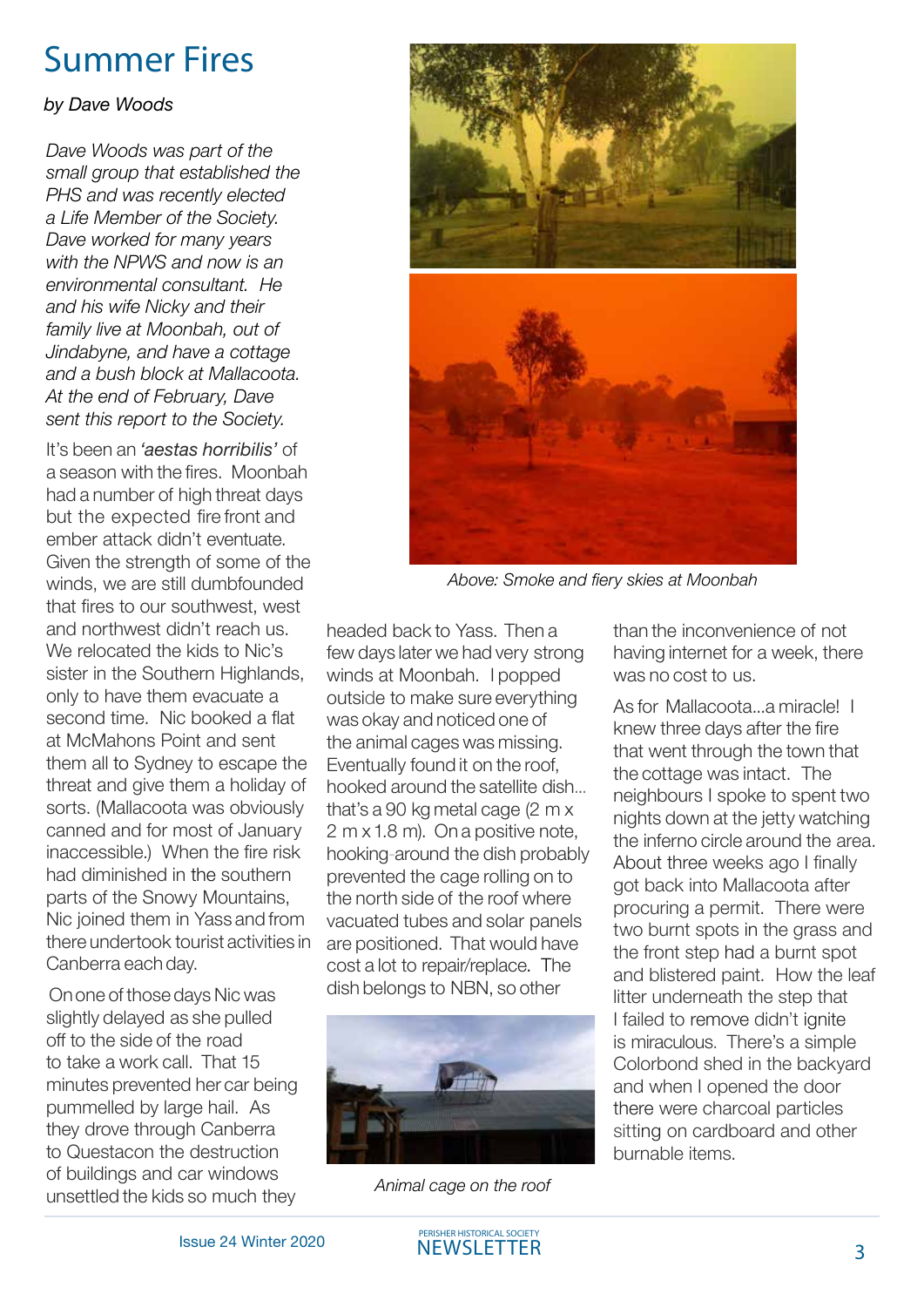# Summer Fires

*by Dave Woods*

*Dave Woods was part of the small group that established the PHS and was recently elected a Life Member of the Society. Dave worked for many years with the NPWS and now is an environmental consultant. He and his wife Nicky and their family live at Moonbah, out of Jindabyne, and have a cottage and a bush block at Mallacoota. At the end of February, Dave sent this report to the Society.*

It's been an *'aestas horribilis'* of a season with the fires. Moonbah had a number of high threat days but the expected fire front and ember attack didn't eventuate. Given the strength of some of the winds, we are still dumbfounded that fires to our southwest, west and northwest didn't reach us. We relocated the kids to Nic's sister in the Southern Highlands, only to have them evacuate a second time. Nic booked a flat at McMahons Point and sent them all to Sydney to escape the threat and give them a holiday of sorts. (Mallacoota was obviously canned and for most of January inaccessible.) When the fire risk had diminished in the southern parts of the Snowy Mountains, Nic joined them in Yass and from there undertook tourist activities in Canberra each day.

On one of those days Nic was slightly delayed as she pulled off to the side of the road to take a work call. That 15 minutes prevented her car being pummelled by large hail. As they drove through Canberra to Questacon the destruction of buildings and car windows unsettled the kids so much they headed back to Yass. Then a few days later we had very strong winds at Moonbah. I popped outside to make sure everything was okay and noticed one of the animal cages was missing. Eventually found it on the roof, hooked around the satellite dish... that's a 90 kg metal cage (2 m x 2 m x 1.8 m). On a positive note, hooking around the dish probably prevented the cage rolling on to the north side of the roof where vacuated tubes and solar panels are positioned. That would have cost a lot to repair/replace. The dish belongs to NBN, so other than the inconvenience of not having internet for a week, there was no cost to us.

Above: Smoke and fiery skies at Moonbah

Animal cage on the roof

As for Mallacoota...a miracle! I knew three days after the fire that went through the town that the cottage was intact. The neighbours I spoke to spent two nights down at the jetty watching the inferno circle around the area. About three weeks ago I finally got back into Mallacoota after procuring a permit. There were two burnt spots in the grass and the front step had a burnt spot and blistered paint. How the leaf litter underneath the step that I failed to remove didn't ignite is miraculous. There's a simple Colorbond shed in the backyard and when I opened the door there were charcoal particles sitting on cardboard and other burnable items.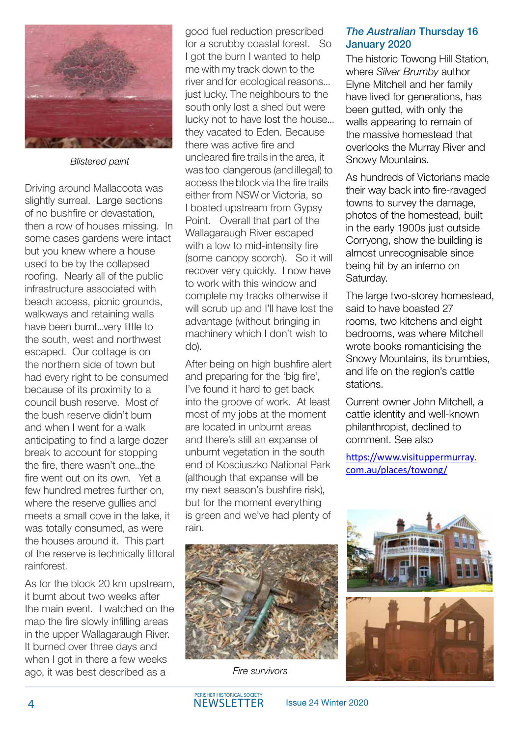*Blistered paint*

Driving around Mallacoota was slightly surreal. Large sections of no bushfire or devastation, then a row of houses missing. In some cases gardens were intact but you knew where a house used to be by the collapsed roofing. Nearly all of the public infrastructure associated with beach access, picnic grounds, walkways and retaining walls have been burnt...very little to the south, west and northwest escaped. Our cottage is on the northern side of town but had every right to be consumed because of its proximity to a council bush reserve. Most of the bush reserve didn't burn and when I went for a walk anticipating to find a large dozer break to account for stopping the fire, there wasn't one...the fire went out on its own. Yet a few hundred metres further on, where the reserve gullies and meets a small cove in the lake, it was totally consumed, as were the houses around it. This part of the reserve is technically littoral rainforest.

As for the block 20 km upstream, it burnt about two weeks after the main event. I watched on the map the fire slowly infilling areas in the upper Wallagaraugh River. It burned over three days and when I got in there a few weeks ago, it was best described as a good fuel reduction prescribed for a scrubby coastal forest. So I got the burn I wanted to help me with my track down to the river and for ecological reasons... just lucky. The neighbours to the south only lost a shed but were lucky not to have lost the house... they vacated to Eden. Because there was active fire and uncleared fire trails in the area, it was too dangerous (and illegal) to access the block via the fire trails either from NSW or Victoria, so I boated upstream from Gypsy Point. Overall that part of the Wallagaraugh River escaped with a low to mid-intensity fire (some canopy scorch). So it will recover very quickly. I now have to work with this window and complete my tracks otherwise it will scrub up and I'll have lost the advantage (without bringing in machinery which I don't wish to do).

After being on high bushfire alert and preparing for the 'big fire', I've found it hard to get back into the groove of work. At least most of my jobs at the moment are located in unburnt areas and there's still an expanse of unburnt vegetation in the south end of Kosciuszko National Park (although that expanse will be my next season's bushfire risk), but for the moment everything is green and we've had plenty of rain.

*Fire survivors*

### *The Australian* Thursday 16 January 2020

The historic Towong Hill Station, where *Silver Brumby* author Elyne Mitchell and her family have lived for generations, has been gutted, with only the walls appearing to remain of the massive homestead that overlooks the Murray River and Snowy Mountains.

As hundreds of Victorians made their way back into fire-ravaged towns to survey the damage, photos of the homestead, built in the early 1900s just outside Corryong, show the building is almost unrecognisable since being hit by an inferno on Saturday.

The large two-storey homestead, said to have boasted 27 rooms, two kitchens and eight bedrooms, was where Mitchell wrote books romanticising the Snowy Mountains, its brumbies, and life on the region's cattle stations.

Current owner John Mitchell, a cattle identity and well-known philanthropist, declined to comment. See also

https://www.visituppermurray.com.au/places/towong/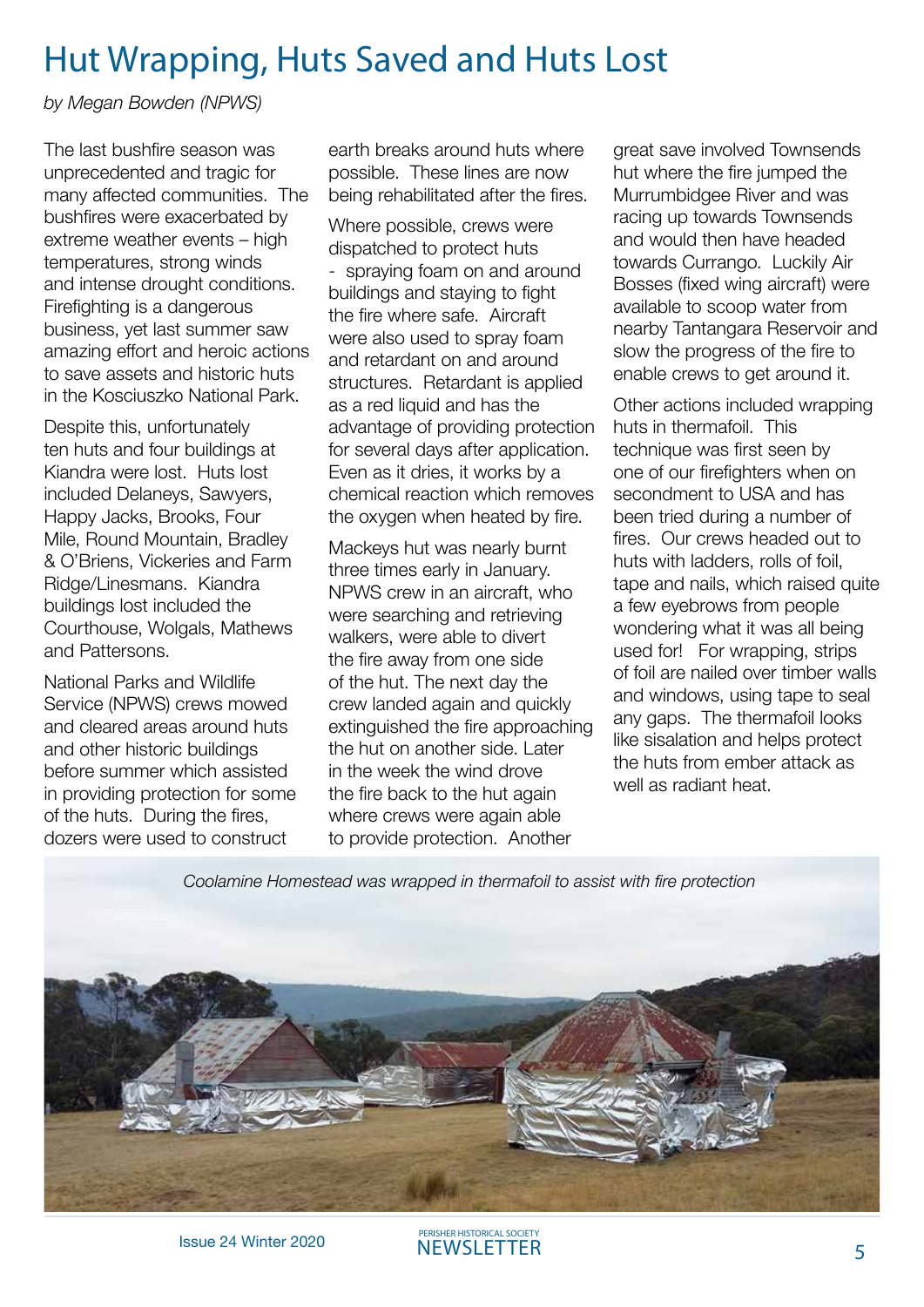# Hut Wrapping, Huts Saved and Huts Lost

*by Megan Bowden (NPWS)*

The last bushfire season was unprecedented and tragic for many affected communities. The bushfires were exacerbated by extreme weather events – high temperatures, strong winds and intense drought conditions. Firefighting is a dangerous business, yet last summer saw amazing effort and heroic actions to save assets and historic huts in the Kosciuszko National Park.

Despite this, unfortunately ten huts and four buildings at Kiandra were lost. Huts lost included Delaneys, Sawyers, Happy Jacks, Brooks, Four Mile, Round Mountain, Bradley & O'Briens, Vickeries and Farm Ridge/Linesmans. Kiandra buildings lost included the Courthouse, Wolgals, Mathews and Pattersons.

National Parks and Wildlife Service (NPWS) crews mowed and cleared areas around huts and other historic buildings before summer which assisted in providing protection for some of the huts. During the fires, dozers were used to construct earth breaks around huts where possible. These lines are now being rehabilitated after the fires.

Where possible, crews were dispatched to protect huts - spraying foam on and around buildings and staying to fight the fire where safe. Aircraft were also used to spray foam and retardant on and around structures. Retardant is applied as a red liquid and has the advantage of providing protection for several days after application. Even as it dries, it works by a chemical reaction which removes the oxygen when heated by fire.

Mackeys hut was nearly burnt three times early in January. NPWS crew in an aircraft, who were searching and retrieving walkers, were able to divert the fire away from one side of the hut. The next day the crew landed again and quickly extinguished the fire approaching the hut on another side. Later in the week the wind drove the fire back to the hut again where crews were again able to provide protection. Another great save involved Townsends hut where the fire jumped the Murrumbidgee River and was racing up towards Townsends and would then have headed towards Currango. Luckily Air Bosses (fixed wing aircraft) were available to scoop water from nearby Tantangara Reservoir and slow the progress of the fire to enable crews to get around it.

Other actions included wrapping huts in thermafoil. This technique was first seen by one of our firefighters when on secondment to USA and has been tried during a number of fires. Our crews headed out to huts with ladders, rolls of foil, tape and nails, which raised quite a few eyebrows from people wondering what it was all being used for! For wrapping, strips of foil are nailed over timber walls and windows, using tape to seal any gaps. The thermafoil looks like sisalation and helps protect the huts from ember attack as well as radiant heat.

*Coolamine Homestead was wrapped in thermafoil to assist with fire protection*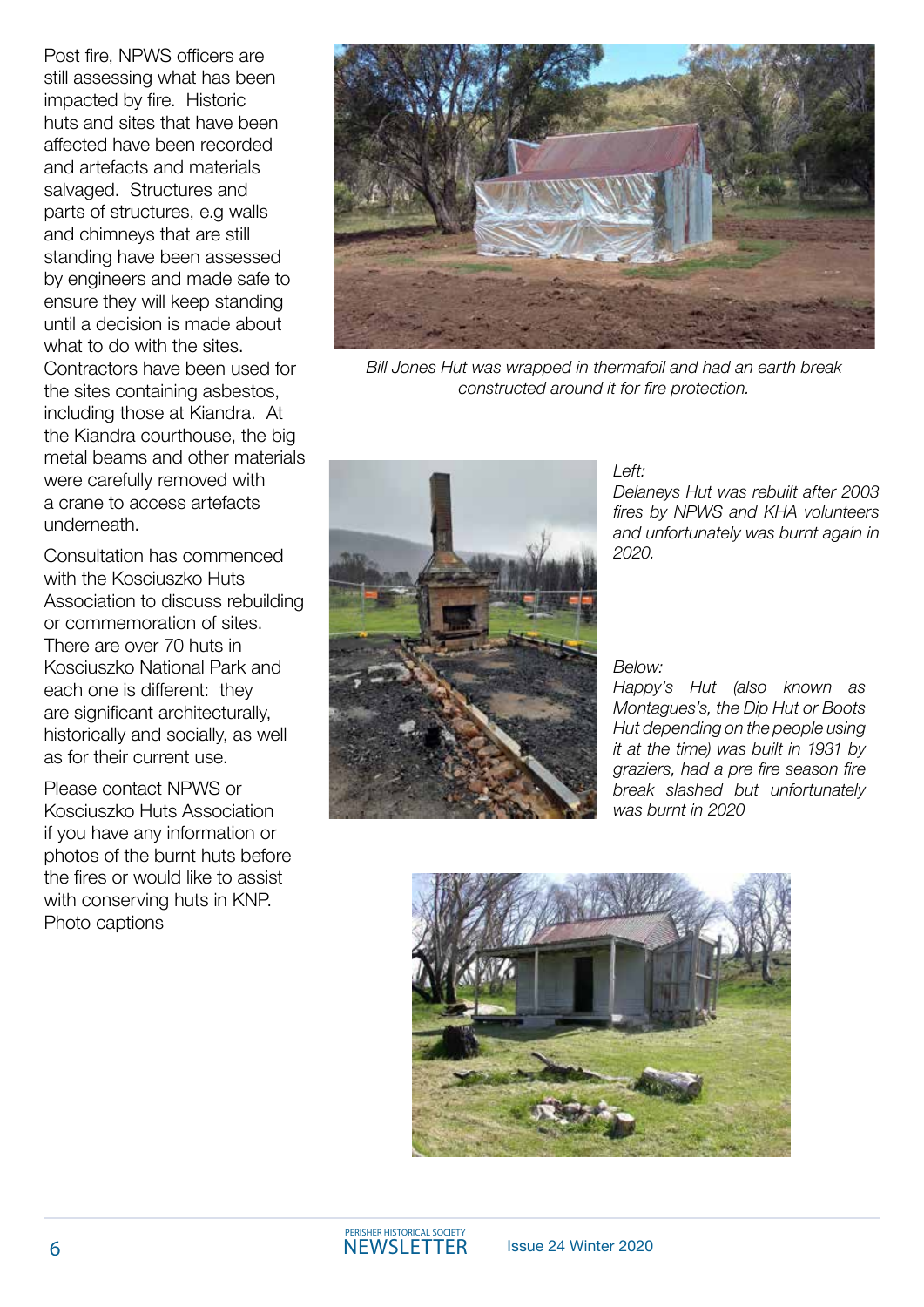Post fire, NPWS officers are still assessing what has been impacted by fire. Historic huts and sites that have been affected have been recorded and artefacts and materials salvaged. Structures and parts of structures, e.g walls and chimneys that are still standing have been assessed by engineers and made safe to ensure they will keep standing until a decision is made about what to do with the sites. Contractors have been used for the sites containing asbestos, including those at Kiandra. At the Kiandra courthouse, the big metal beams and other materials were carefully removed with a crane to access artefacts underneath.

Consultation has commenced with the Kosciuszko Huts Association to discuss rebuilding or commemoration of sites. There are over 70 huts in Kosciuszko National Park and each one is different: they are significant architecturally, historically and socially, as well as for their current use.

Please contact NPWS or Kosciuszko Huts Association if you have any information or photos of the burnt huts before the fires or would like to assist with conserving huts in KNP. Photo captions

*Bill Jones Hut was wrapped in thermafoil and had an earth break constructed around it for fire protection.*

*Left:*
*Delaneys Hut was rebuilt after 2003 fires by NPWS and KHA volunteers and unfortunately was burnt again in 2020.*

*Below:*
*Happy's Hut (also known as Montagues's, the Dip Hut or Boots Hut depending on the people using it at the time) was built in 1931 by graziers, had a pre fire season fire break slashed but unfortunately was burnt in 2020*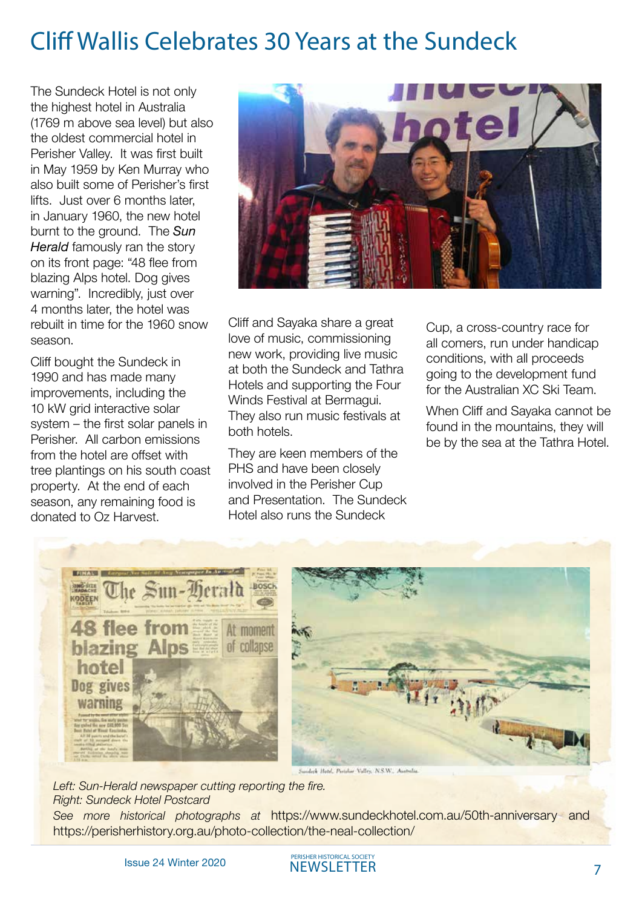# Cliff Wallis Celebrates 30 Years at the Sundeck

The Sundeck Hotel is not only the highest hotel in Australia (1769 m above sea level) but also the oldest commercial hotel in Perisher Valley. It was first built in May 1959 by Ken Murray who also built some of Perisher's first lifts. Just over 6 months later, in January 1960, the new hotel burnt to the ground. The ***Sun Herald*** famously ran the story on its front page: "48 flee from blazing Alps hotel. Dog gives warning". Incredibly, just over 4 months later, the hotel was rebuilt in time for the 1960 snow season.

Cliff bought the Sundeck in 1990 and has made many improvements, including the 10 kW grid interactive solar system – the first solar panels in Perisher. All carbon emissions from the hotel are offset with tree plantings on his south coast property. At the end of each season, any remaining food is donated to Oz Harvest.

Cliff and Sayaka share a great love of music, commissioning new work, providing live music at both the Sundeck and Tathra Hotels and supporting the Four Winds Festival at Bermagui. They also run music festivals at both hotels.

They are keen members of the PHS and have been closely involved in the Perisher Cup and Presentation. The Sundeck Hotel also runs the Sundeck Cup, a cross-country race for all comers, run under handicap conditions, with all proceeds going to the development fund for the Australian XC Ski Team.

When Cliff and Sayaka cannot be found in the mountains, they will be by the sea at the Tathra Hotel.

*Left: Sun-Herald newspaper cutting reporting the fire.*
*Right: Sundeck Hotel Postcard*
*See more historical photographs at* https://www.sundeckhotel.com.au/50th-anniversary and https://perisherhistory.org.au/photo-collection/the-neal-collection/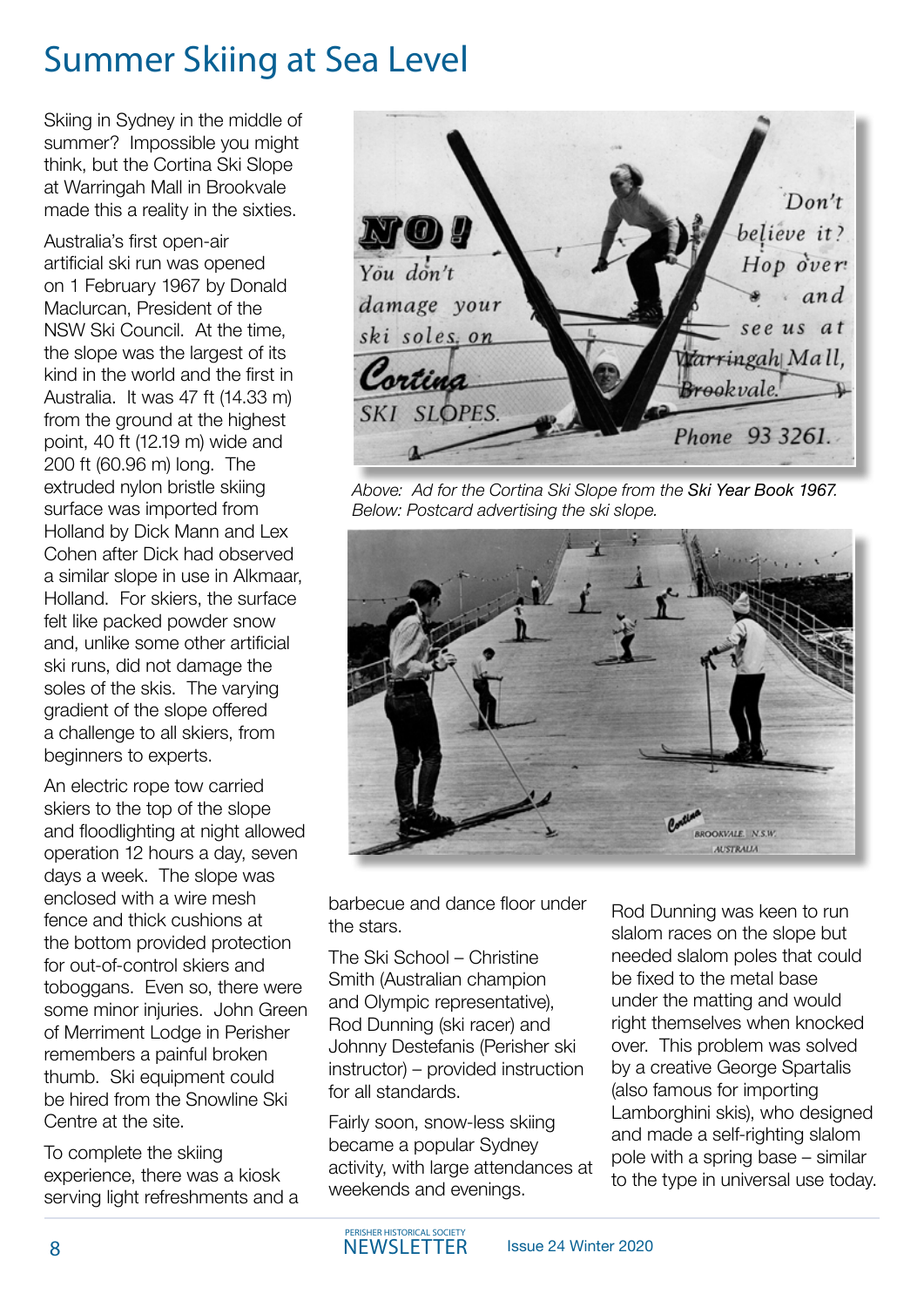# Summer Skiing at Sea Level

Skiing in Sydney in the middle of summer? Impossible you might think, but the Cortina Ski Slope at Warringah Mall in Brookvale made this a reality in the sixties.

Australia's first open-air artificial ski run was opened on 1 February 1967 by Donald Maclurcan, President of the NSW Ski Council. At the time, the slope was the largest of its kind in the world and the first in Australia. It was 47 ft (14.33 m) from the ground at the highest point, 40 ft (12.19 m) wide and 200 ft (60.96 m) long. The extruded nylon bristle skiing surface was imported from Holland by Dick Mann and Lex Cohen after Dick had observed a similar slope in use in Alkmaar, Holland. For skiers, the surface felt like packed powder snow and, unlike some other artificial ski runs, did not damage the soles of the skis. The varying gradient of the slope offered a challenge to all skiers, from beginners to experts.

An electric rope tow carried skiers to the top of the slope and floodlighting at night allowed operation 12 hours a day, seven days a week. The slope was enclosed with a wire mesh fence and thick cushions at the bottom provided protection for out-of-control skiers and toboggans. Even so, there were some minor injuries. John Green of Merriment Lodge in Perisher remembers a painful broken thumb. Ski equipment could be hired from the Snowline Ski Centre at the site.

To complete the skiing experience, there was a kiosk serving light refreshments and a barbecue and dance floor under the stars.

The Ski School – Christine Smith (Australian champion and Olympic representative), Rod Dunning (ski racer) and Johnny Destefanis (Perisher ski instructor) – provided instruction for all standards.

Fairly soon, snow-less skiing became a popular Sydney activity, with large attendances at weekends and holidays.

Rod Dunning was keen to run slalom races on the slope but needed slalom poles that could be fixed to the metal base under the matting and would right themselves when knocked over. This problem was solved by a creative George Spartalis (also famous for importing Lamborghini skis), who designed and made a self-righting slalom pole with a spring base – similar to the type in universal use today.

*Above: Ad for the Cortina Ski Slope from the* ***Ski Year Book 1967****.*
*Below: Postcard advertising the ski slope.*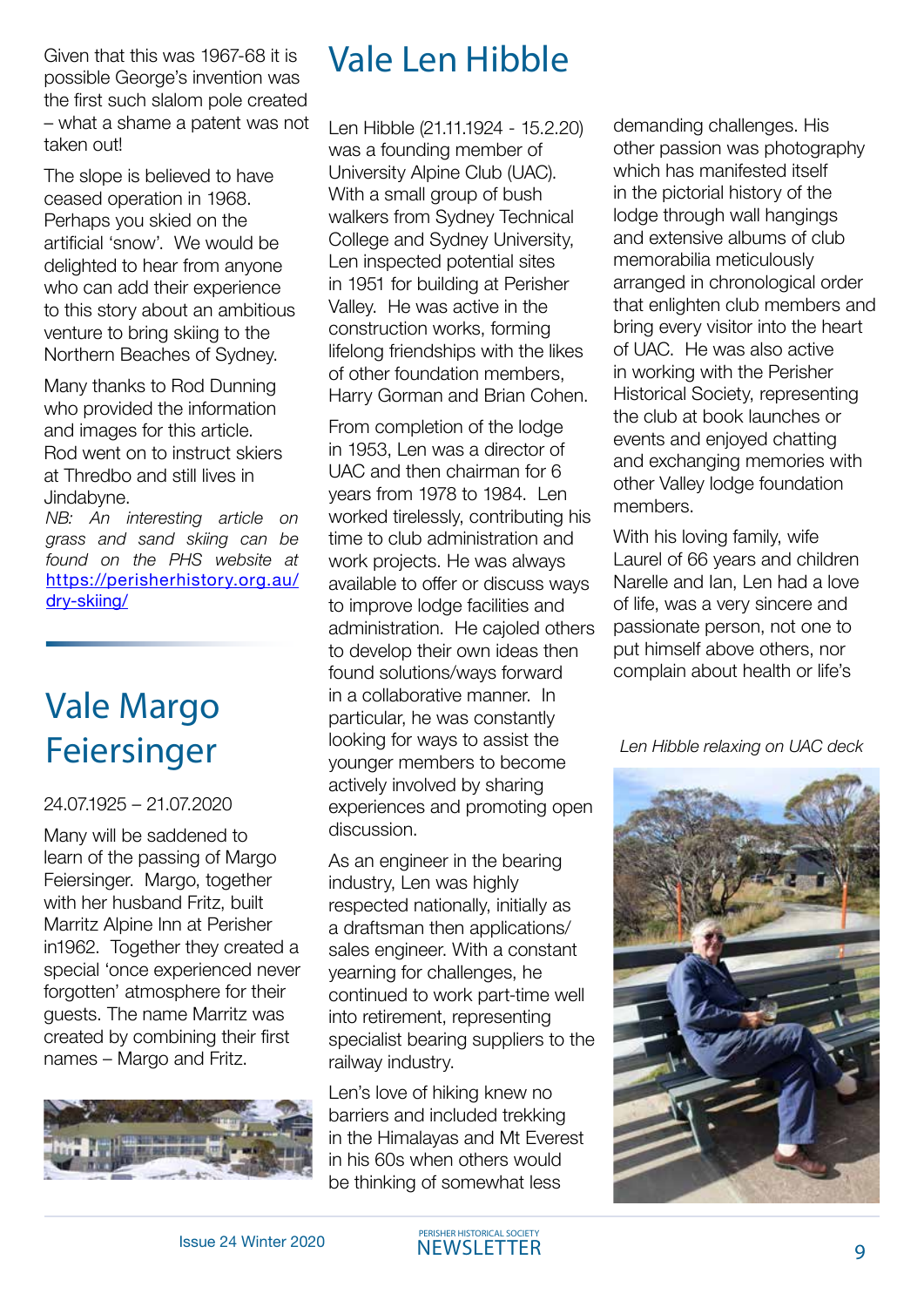Given that this was 1967-68 it is possible George's invention was the first such slalom pole created – what a shame a patent was not taken out!

The slope is believed to have ceased operation in 1968. Perhaps you skied on the artificial 'snow'. We would be delighted to hear from anyone who can add their experience to this story about an ambitious venture to bring skiing to the Northern Beaches of Sydney.

Many thanks to Rod Dunning who provided the information and images for this article. Rod went on to instruct skiers at Thredbo and still lives in Jindabyne.

*NB: An interesting article on grass and sand skiing can be found on the PHS website at* [https://perisherhistory.org.au/dry-skiing/](https://perisherhistory.org.au/dry-skiing/)

# Vale Margo Feiersinger

24.07.1925 – 21.07.2020

Many will be saddened to learn of the passing of Margo Feiersinger. Margo, together with her husband Fritz, built Marritz Alpine Inn at Perisher in1962. Together they created a special 'once experienced never forgotten' atmosphere for their guests. The name Marritz was created by combining their first names – Margo and Fritz.

# Vale Len Hibble

Len Hibble (21.11.1924 - 15.2.20) was a founding member of University Alpine Club (UAC). With a small group of bush walkers from Sydney Technical College and Sydney University, Len inspected potential sites in 1951 for building at Perisher Valley. He was active in the construction works, forming lifelong friendships with the likes of other foundation members, Harry Gorman and Brian Cohen.

From completion of the lodge in 1953, Len was a director of UAC and then chairman for 6 years from 1978 to 1984. Len worked tirelessly, contributing his time to club administration and work projects. He was always available to offer or discuss ways to improve lodge facilities and administration. He cajoled others to develop their own ideas then found solutions/ways forward in a collaborative manner. In particular, he was constantly looking for ways to assist the younger members to become actively involved by sharing experiences and promoting open discussion.

As an engineer in the bearing industry, Len was highly respected nationally, initially as a draftsman then applications/ sales engineer. With a constant yearning for challenges, he continued to work part-time well into retirement, representing specialist bearing suppliers to the railway industry.

Len's love of hiking knew no barriers and included trekking in the Himalayas and Mt Everest in his 60s when others would be thinking of somewhat less demanding challenges. His other passion was photography which has manifested itself in the pictorial history of the lodge through wall hangings and extensive albums of club memorabilia meticulously arranged in chronological order that enlighten club members and bring every visitor into the heart of UAC. He was also active in working with the Perisher Historical Society, representing the club at book launches or events and enjoyed chatting and exchanging memories with other Valley lodge foundation members.

With his loving family, wife Laurel of 66 years and children Narelle and Ian, Len had a love of life, was a very sincere and passionate person, not one to put himself above others, nor complain about health or life's

*Len Hibble relaxing on UAC deck*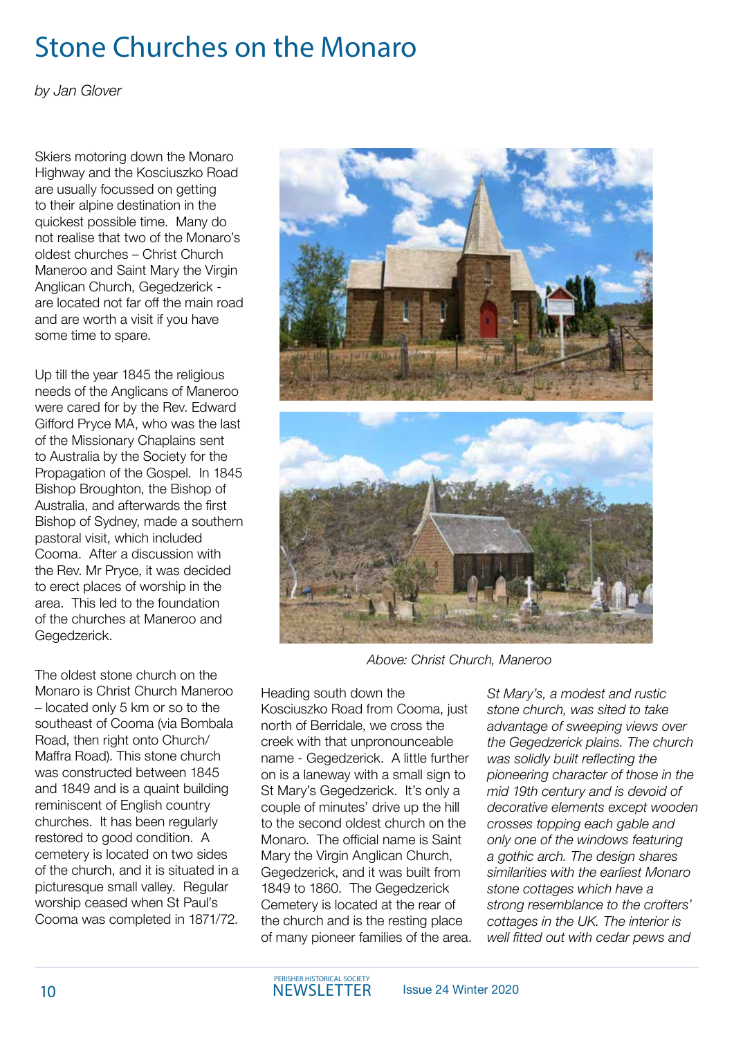# Stone Churches on the Monaro

*by Jan Glover*

Skiers motoring down the Monaro Highway and the Kosciuszko Road are usually focussed on getting to their alpine destination in the quickest possible time. Many do not realise that two of the Monaro's oldest churches – Christ Church Maneroo and Saint Mary the Virgin Anglican Church, Gegedzerick - are located not far off the main road and are worth a visit if you have some time to spare.

Up till the year 1845 the religious needs of the Anglicans of Maneroo were cared for by the Rev. Edward Gifford Pryce MA, who was the last of the Missionary Chaplains sent to Australia by the Society for the Propagation of the Gospel. In 1845 Bishop Broughton, the Bishop of Australia, and afterwards the first Bishop of Sydney, made a southern pastoral visit, which included Cooma. After a discussion with the Rev. Mr Pryce, it was decided to erect places of worship in the area. This led to the foundation of the churches at Maneroo and Gegedzerick.

The oldest stone church on the Monaro is Christ Church Maneroo – located only 5 km or so to the southeast of Cooma (via Bombala Road, then right onto Church/ Maffra Road). This stone church was constructed between 1845 and 1849 and is a quaint building reminiscent of English country churches. It has been regularly restored to good condition. A cemetery is located on two sides of the church, and it is situated in a picturesque small valley. Regular worship ceased when St Paul's Cooma was completed in 1871/72.

Above: Christ Church, Maneroo

Heading south down the Kosciuszko Road from Cooma, just north of Berridale, we cross the creek with that unpronounceable name - Gegedzerick. A little further on is a laneway with a small sign to St Mary's Gegedzerick. It's only a couple of minutes' drive up the hill to the second oldest church on the Monaro. The official name is Saint Mary the Virgin Anglican Church, Gegedzerick, and it was built from 1849 to 1860. The Gegedzerick Cemetery is located at the rear of the church and is the resting place of many pioneer families of the area.

*St Mary's, a modest and rustic stone church, was sited to take advantage of sweeping views over the Gegedzerick plains. The church was solidly built reflecting the pioneering character of those in the mid 19th century and is devoid of decorative elements except wooden crosses topping each gable and only one of the windows featuring a gothic arch. The design shares similarities with the earliest Monaro stone cottages which have a strong resemblance to the crofters' cottages in the UK. The interior is well fitted out with cedar pews and*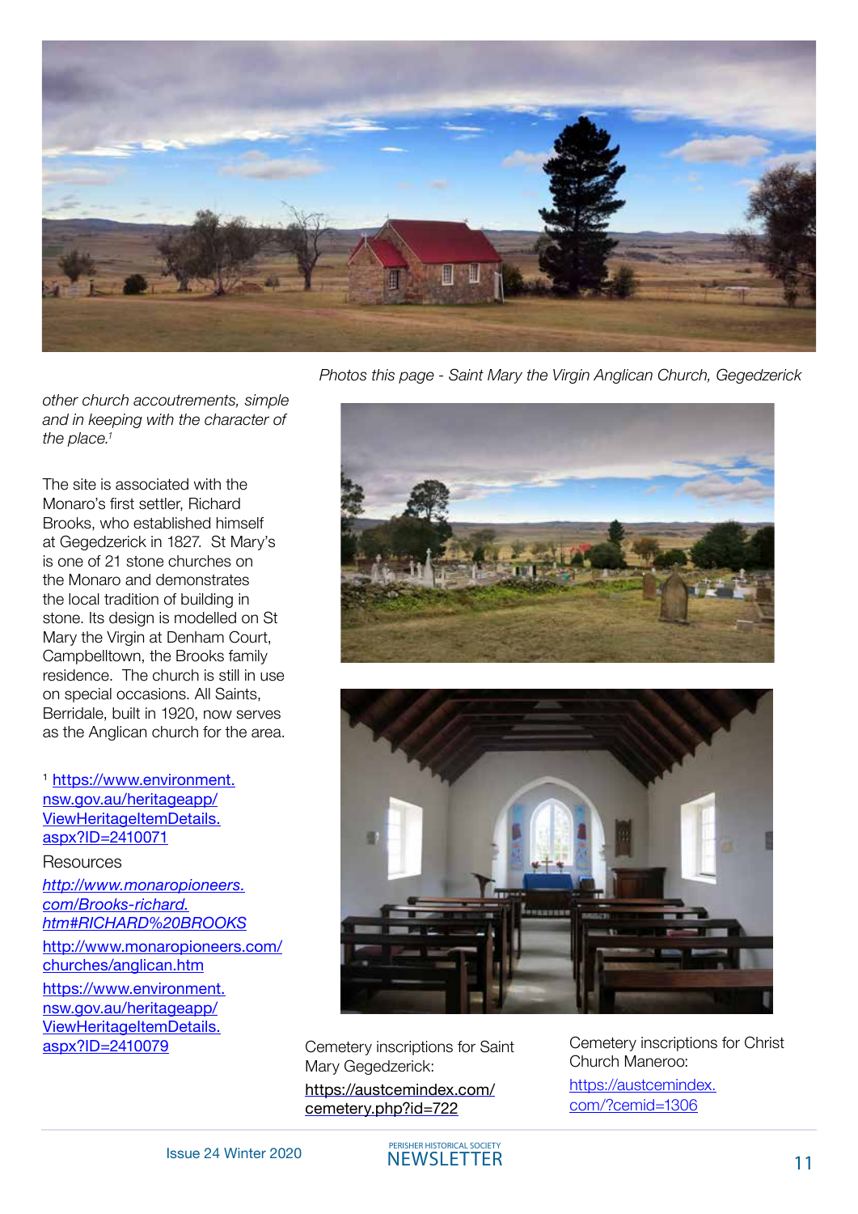Photos this page - Saint Mary the Virgin Anglican Church, Gegedzerick

*other church accoutrements, simple and in keeping with the character of the place.*[1]

The site is associated with the Monaro's first settler, Richard Brooks, who established himself at Gegedzerick in 1827. St Mary's is one of 21 stone churches on the Monaro and demonstrates the local tradition of building in stone. Its design is modelled on St Mary the Virgin at Denham Court, Campbelltown, the Brooks family residence. The church is still in use on special occasions. All Saints, Berridale, built in 1920, now serves as the Anglican church for the area.

[1] https://www.environment.nsw.gov.au/heritageapp/ViewHeritageItemDetails.aspx?ID=2410071

Resources

*http://www.monaropioneers.com/Brooks-richard.htm#RICHARD%20BROOKS*

http://www.monaropioneers.com/churches/anglican.htm

https://www.environment.nsw.gov.au/heritageapp/ViewHeritageItemDetails.aspx?ID=2410079

Cemetery inscriptions for Saint Mary Gegedzerick:
https://austcemindex.com/cemetery.php?id=722

Cemetery inscriptions for Christ Church Maneroo:
https://austcemindex.com/?cemid=1306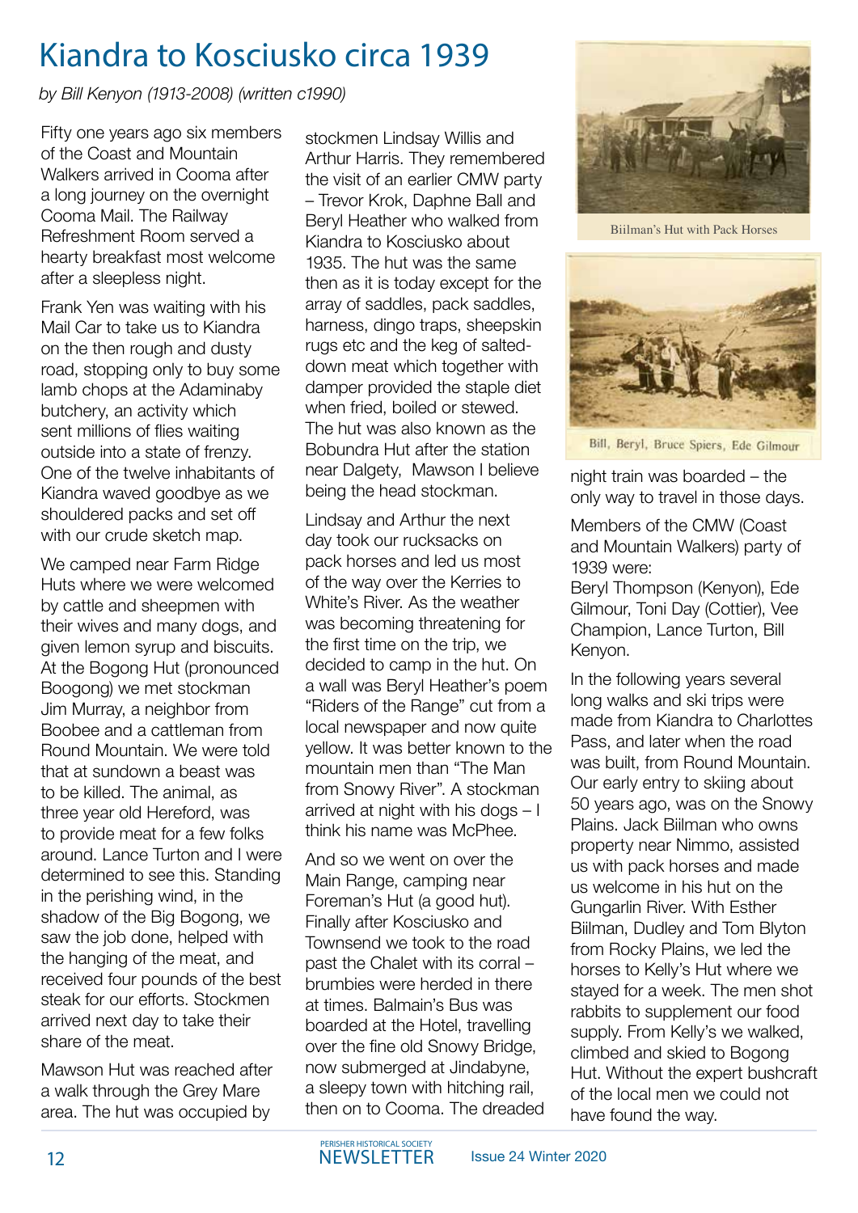# Kiandra to Kosciusko circa 1939

*by Bill Kenyon (1913-2008) (written c1990)*

Fifty one years ago six members of the Coast and Mountain Walkers arrived in Cooma after a long journey on the overnight Cooma Mail. The Railway Refreshment Room served a hearty breakfast most welcome after a sleepless night.

Frank Yen was waiting with his Mail Car to take us to Kiandra on the then rough and dusty road, stopping only to buy some lamb chops at the Adaminaby butchery, an activity which sent millions of flies waiting outside into a state of frenzy. One of the twelve inhabitants of Kiandra waved goodbye as we shouldered packs and set off with our crude sketch map.

We camped near Farm Ridge Huts where we were welcomed by cattle and sheepmen with their wives and many dogs, and given lemon syrup and biscuits. At the Bogong Hut (pronounced Boogong) we met stockman Jim Murray, a neighbor from Boobee and a cattleman from Round Mountain. We were told that at sundown a beast was to be killed. The animal, as three year old Hereford, was to provide meat for a few folks around. Lance Turton and I were determined to see this. Standing in the perishing wind, in the shadow of the Big Bogong, we saw the job done, helped with the hanging of the meat, and received four pounds of the best steak for our efforts. Stockmen arrived next day to take their share of the meat.

Mawson Hut was reached after a walk through the Grey Mare area. The hut was occupied by stockmen Lindsay Willis and Arthur Harris. They remembered the visit of an earlier CMW party – Trevor Krok, Daphne Ball and Beryl Heather who walked from Kiandra to Kosciusko about 1935. The hut was the same then as it is today except for the array of saddles, pack saddles, harness, dingo traps, sheepskin rugs etc and the keg of salted-down meat which together with damper provided the staple diet when fried, boiled or stewed. The hut was also known as the Bobundra Hut after the station near Dalgety, Mawson I believe being the head stockman.

Lindsay and Arthur the next day took our rucksacks on pack horses and led us most of the way over the Kerries to White's River. As the weather was becoming threatening for the first time on the trip, we decided to camp in the hut. On a wall was Beryl Heather's poem "Riders of the Range" cut from a local newspaper and now quite yellow. It was better known to the mountain men than "The Man from Snowy River". A stockman arrived at night with his dogs – I think his name was McPhee.

And so we went on over the Main Range, camping near Foreman's Hut (a good hut). Finally after Kosciusko and Townsend we took to the road past the Chalet with its corral – brumbies were herded in there at times. Balmain's Bus was boarded at the Hotel, travelling over the fine old Snowy Bridge, now submerged at Jindabyne, a sleepy town with hitching rail, then on to Cooma. The dreaded night train was boarded – the only way to travel in those days.

Biilman's Hut with Pack Horses

Bill, Beryl, Bruce Spiers, Ede Gilmour

Members of the CMW (Coast and Mountain Walkers) party of 1939 were:
Beryl Thompson (Kenyon), Ede Gilmour, Toni Day (Cottier), Vee Champion, Lance Turton, Bill Kenyon.

In the following years several long walks and ski trips were made from Kiandra to Charlottes Pass, and later when the road was built, from Round Mountain. Our early entry to skiing about 50 years ago, was on the Snowy Plains. Jack Biilman who owns property near Nimmo, assisted us with pack horses and made us welcome in his hut on the Gungarlin River. With Esther Biilman, Dudley and Tom Blyton from Rocky Plains, we led the horses to Kelly's Hut where we stayed for a week. The men shot rabbits to supplement our food supply. From Kelly's we walked, climbed and skied to Bogong Hut. Without the expert bushcraft of the local men we could not have found the way.